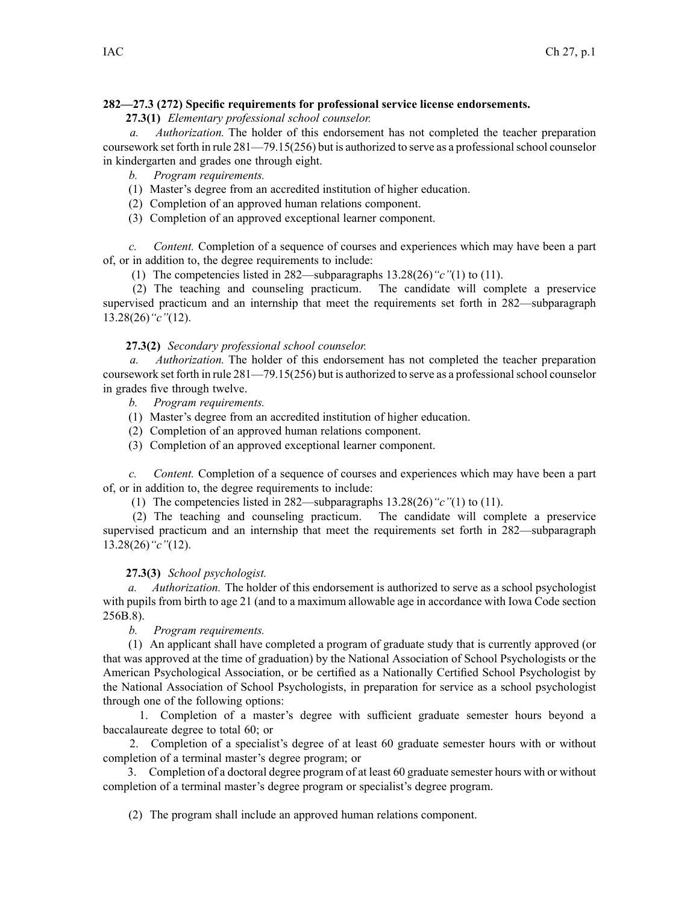**282—27.3 (272) Specific requirements for professional service license endorsements.**

**27.3(1)** *Elementary professional school counselor.*

*a. Authorization.* The holder of this endorsement has not completed the teacher preparation coursework set forth in rule 281—79.15(256) but is authorized to serve as a professional school counselor in kindergarten and grades one through eight.

*b. Program requirements.*

(1) Master's degree from an accredited institution of higher education.

(2) Completion of an approved human relations component.

(3) Completion of an approved exceptional learner component.

*c. Content.* Completion of a sequence of courses and experiences which may have been a part of, or in addition to, the degree requirements to include:

(1) The competencies listed in 282—subparagraphs 13.28(26)*"c"*(1) to (11).

(2) The teaching and counseling practicum. The candidate will complete a preservice supervised practicum and an internship that meet the requirements set forth in 282—subparagraph 13.28(26)*"c"*(12).

**27.3(2)** *Secondary professional school counselor.*

*a. Authorization.* The holder of this endorsement has not completed the teacher preparation coursework set forth in rule 281—79.15(256) but is authorized to serve as a professional school counselor in grades five through twelve.

*b. Program requirements.*

(1) Master's degree from an accredited institution of higher education.

(2) Completion of an approved human relations component.

(3) Completion of an approved exceptional learner component.

*c. Content.* Completion of a sequence of courses and experiences which may have been a part of, or in addition to, the degree requirements to include:

(1) The competencies listed in 282—subparagraphs 13.28(26)*"c"*(1) to (11).

(2) The teaching and counseling practicum. The candidate will complete a preservice supervised practicum and an internship that meet the requirements set forth in 282—subparagraph 13.28(26)*"c"*(12).

**27.3(3)** *School psychologist.*

*a. Authorization.* The holder of this endorsement is authorized to serve as a school psychologist with pupils from birth to age 21 (and to a maximum allowable age in accordance with Iowa Code section 256B.8).

*b. Program requirements.*

(1) An applicant shall have completed a program of graduate study that is currently approved (or that was approved at the time of graduation) by the National Association of School Psychologists or the American Psychological Association, or be certified as a Nationally Certified School Psychologist by the National Association of School Psychologists, in preparation for service as a school psychologist through one of the following options:

1. Completion of a master's degree with sufficient graduate semester hours beyond a baccalaureate degree to total 60; or

2. Completion of a specialist's degree of at least 60 graduate semester hours with or without completion of a terminal master's degree program; or

3. Completion of a doctoral degree program of at least 60 graduate semester hours with or without completion of a terminal master's degree program or specialist's degree program.

(2) The program shall include an approved human relations component.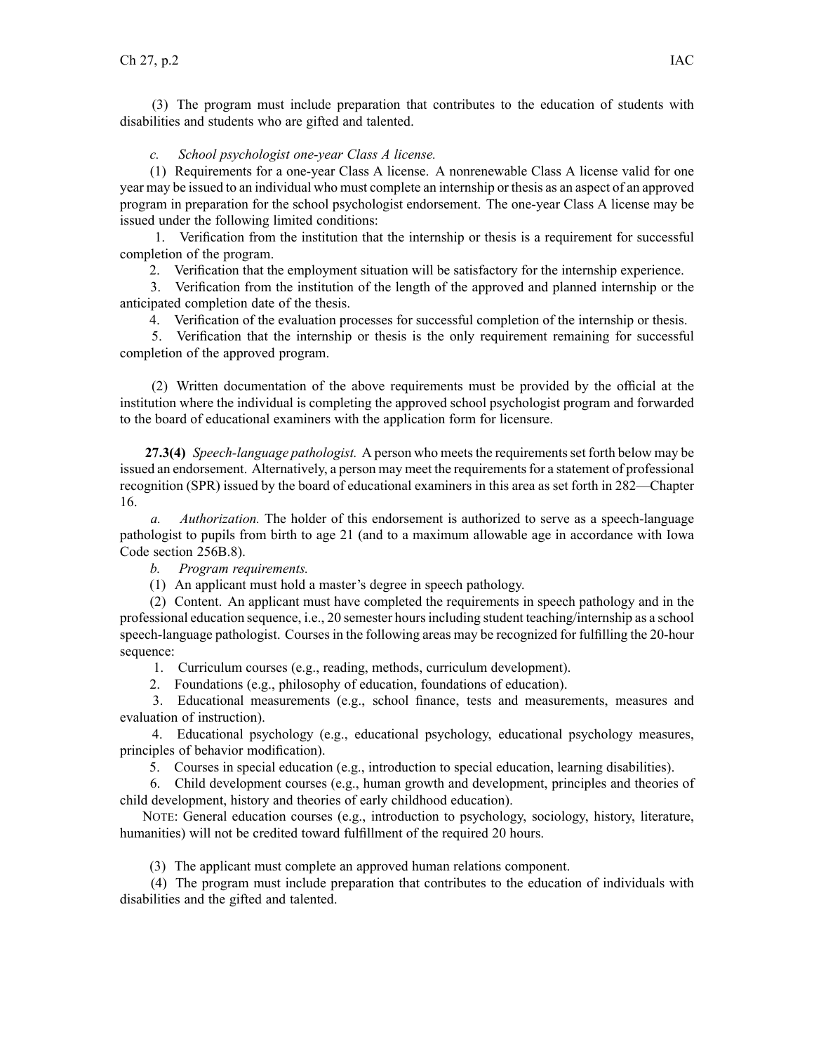(3) The program must include preparation that contributes to the education of students with disabilities and students who are gifted and talented.

*c. School psychologist one-year Class A license.*

(1) Requirements for a one-year Class A license. A nonrenewable Class A license valid for one year may be issued to an individual who must complete an internship or thesis as an aspect of an approved program in preparation for the school psychologist endorsement. The one-year Class A license may be issued under the following limited conditions:

1. Verification from the institution that the internship or thesis is a requirement for successful completion of the program.
2. Verification that the employment situation will be satisfactory for the internship experience.
3. Verification from the institution of the length of the approved and planned internship or the anticipated completion date of the thesis.
4. Verification of the evaluation processes for successful completion of the internship or thesis.
5. Verification that the internship or thesis is the only requirement remaining for successful completion of the approved program.

(2) Written documentation of the above requirements must be provided by the official at the institution where the individual is completing the approved school psychologist program and forwarded to the board of educational examiners with the application form for licensure.

**27.3(4)** *Speech-language pathologist.* A person who meets the requirements set forth below may be issued an endorsement. Alternatively, a person may meet the requirements for a statement of professional recognition (SPR) issued by the board of educational examiners in this area as set forth in 282—Chapter 16.

*a. Authorization.* The holder of this endorsement is authorized to serve as a speech-language pathologist to pupils from birth to age 21 (and to a maximum allowable age in accordance with Iowa Code section 256B.8).

*b. Program requirements.*

(1) An applicant must hold a master's degree in speech pathology.

(2) Content. An applicant must have completed the requirements in speech pathology and in the professional education sequence, i.e., 20 semester hours including student teaching/internship as a school speech-language pathologist. Courses in the following areas may be recognized for fulfilling the 20-hour sequence:

1. Curriculum courses (e.g., reading, methods, curriculum development).
2. Foundations (e.g., philosophy of education, foundations of education).
3. Educational measurements (e.g., school finance, tests and measurements, measures and evaluation of instruction).
4. Educational psychology (e.g., educational psychology, educational psychology measures, principles of behavior modification).
5. Courses in special education (e.g., introduction to special education, learning disabilities).
6. Child development courses (e.g., human growth and development, principles and theories of child development, history and theories of early childhood education).

NOTE: General education courses (e.g., introduction to psychology, sociology, history, literature, humanities) will not be credited toward fulfillment of the required 20 hours.

(3) The applicant must complete an approved human relations component.

(4) The program must include preparation that contributes to the education of individuals with disabilities and the gifted and talented.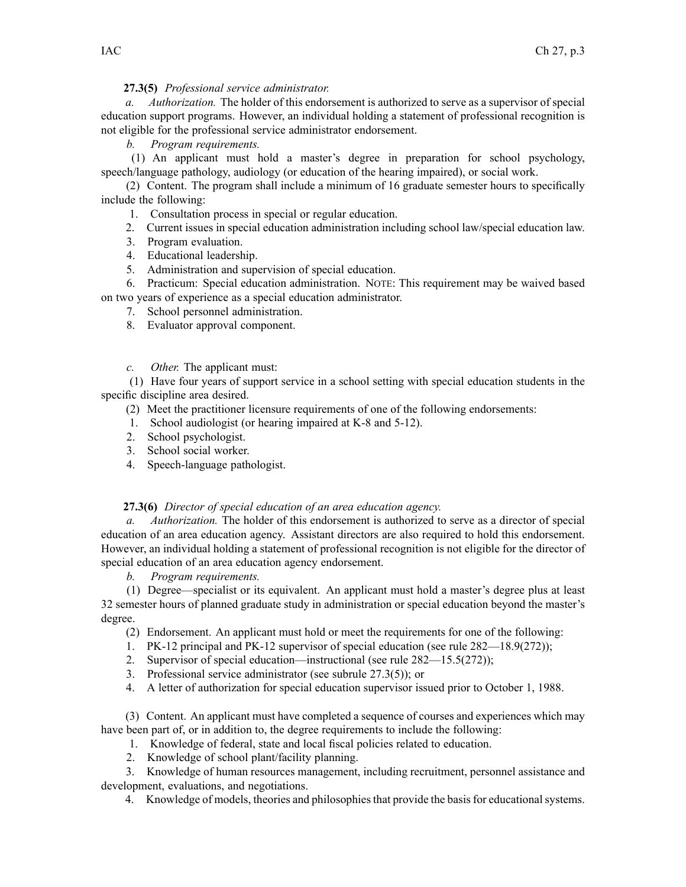**27.3(5)** *Professional service administrator.*

*a. Authorization.* The holder of this endorsement is authorized to serve as a supervisor of special education support programs. However, an individual holding a statement of professional recognition is not eligible for the professional service administrator endorsement.

*b. Program requirements.*

(1) An applicant must hold a master's degree in preparation for school psychology, speech/language pathology, audiology (or education of the hearing impaired), or social work.

(2) Content. The program shall include a minimum of 16 graduate semester hours to specifically include the following:

1. Consultation process in special or regular education.
2. Current issues in special education administration including school law/special education law.
3. Program evaluation.
4. Educational leadership.
5. Administration and supervision of special education.
6. Practicum: Special education administration. NOTE: This requirement may be waived based on two years of experience as a special education administrator.
7. School personnel administration.
8. Evaluator approval component.

*c. Other.* The applicant must:

(1) Have four years of support service in a school setting with special education students in the specific discipline area desired.

(2) Meet the practitioner licensure requirements of one of the following endorsements:

1. School audiologist (or hearing impaired at K-8 and 5-12).
2. School psychologist.
3. School social worker.
4. Speech-language pathologist.

**27.3(6)** *Director of special education of an area education agency.*

*a. Authorization.* The holder of this endorsement is authorized to serve as a director of special education of an area education agency. Assistant directors are also required to hold this endorsement. However, an individual holding a statement of professional recognition is not eligible for the director of special education of an area education agency endorsement.

*b. Program requirements.*

(1) Degree—specialist or its equivalent. An applicant must hold a master's degree plus at least 32 semester hours of planned graduate study in administration or special education beyond the master's degree.

(2) Endorsement. An applicant must hold or meet the requirements for one of the following:

1. PK-12 principal and PK-12 supervisor of special education (see rule 282—18.9(272));
2. Supervisor of special education—instructional (see rule 282—15.5(272));
3. Professional service administrator (see subrule 27.3(5)); or
4. A letter of authorization for special education supervisor issued prior to October 1, 1988.

(3) Content. An applicant must have completed a sequence of courses and experiences which may have been part of, or in addition to, the degree requirements to include the following:

1. Knowledge of federal, state and local fiscal policies related to education.
2. Knowledge of school plant/facility planning.
3. Knowledge of human resources management, including recruitment, personnel assistance and development, evaluations, and negotiations.
4. Knowledge of models, theories and philosophies that provide the basis for educational systems.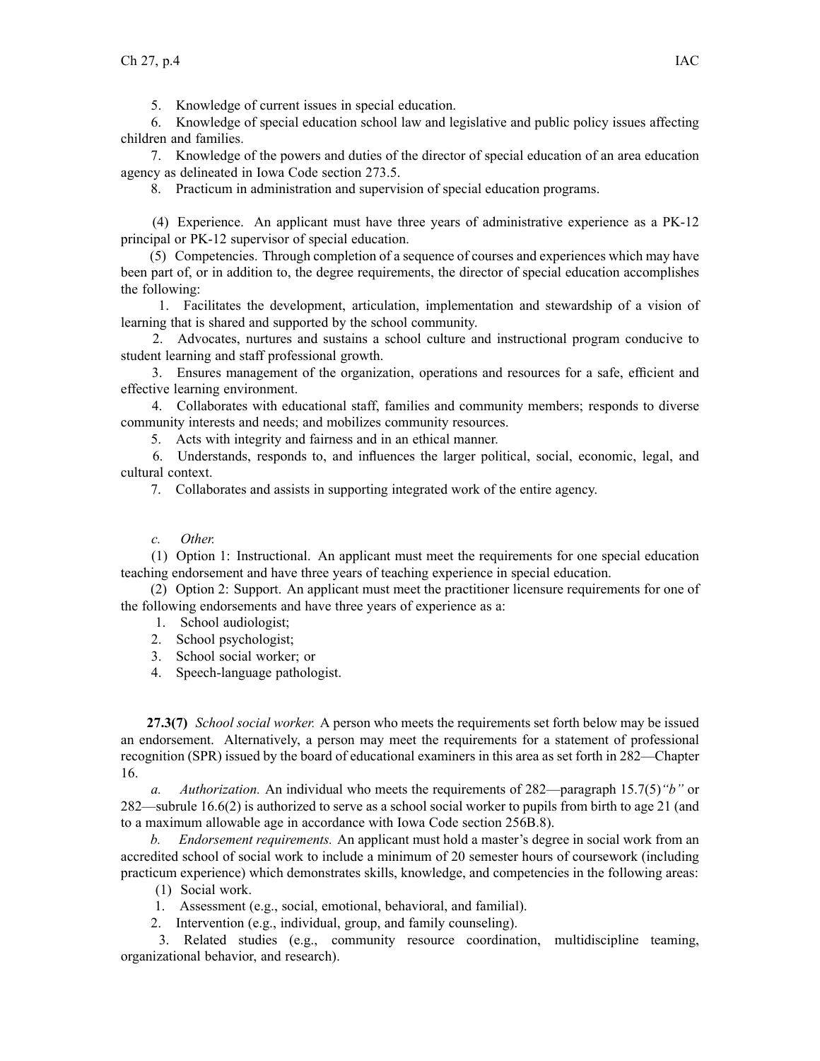5. Knowledge of current issues in special education.

6. Knowledge of special education school law and legislative and public policy issues affecting children and families.

7. Knowledge of the powers and duties of the director of special education of an area education agency as delineated in Iowa Code section 273.5.

8. Practicum in administration and supervision of special education programs.

(4) Experience. An applicant must have three years of administrative experience as a PK-12 principal or PK-12 supervisor of special education.

(5) Competencies. Through completion of a sequence of courses and experiences which may have been part of, or in addition to, the degree requirements, the director of special education accomplishes the following:

1. Facilitates the development, articulation, implementation and stewardship of a vision of learning that is shared and supported by the school community.

2. Advocates, nurtures and sustains a school culture and instructional program conducive to student learning and staff professional growth.

3. Ensures management of the organization, operations and resources for a safe, efficient and effective learning environment.

4. Collaborates with educational staff, families and community members; responds to diverse community interests and needs; and mobilizes community resources.

5. Acts with integrity and fairness and in an ethical manner.

6. Understands, responds to, and influences the larger political, social, economic, legal, and cultural context.

7. Collaborates and assists in supporting integrated work of the entire agency.

*c. Other.*

(1) Option 1: Instructional. An applicant must meet the requirements for one special education teaching endorsement and have three years of teaching experience in special education.

(2) Option 2: Support. An applicant must meet the practitioner licensure requirements for one of the following endorsements and have three years of experience as a:

1. School audiologist;
2. School psychologist;
3. School social worker; or
4. Speech-language pathologist.

**27.3(7)** *School social worker.* A person who meets the requirements set forth below may be issued an endorsement. Alternatively, a person may meet the requirements for a statement of professional recognition (SPR) issued by the board of educational examiners in this area as set forth in 282—Chapter 16.

*a. Authorization.* An individual who meets the requirements of 282—paragraph 15.7(5)*"b"* or 282—subrule 16.6(2) is authorized to serve as a school social worker to pupils from birth to age 21 (and to a maximum allowable age in accordance with Iowa Code section 256B.8).

*b. Endorsement requirements.* An applicant must hold a master's degree in social work from an accredited school of social work to include a minimum of 20 semester hours of coursework (including practicum experience) which demonstrates skills, knowledge, and competencies in the following areas:

(1) Social work.

1. Assessment (e.g., social, emotional, behavioral, and familial).

2. Intervention (e.g., individual, group, and family counseling).

3. Related studies (e.g., community resource coordination, multidiscipline teaming, organizational behavior, and research).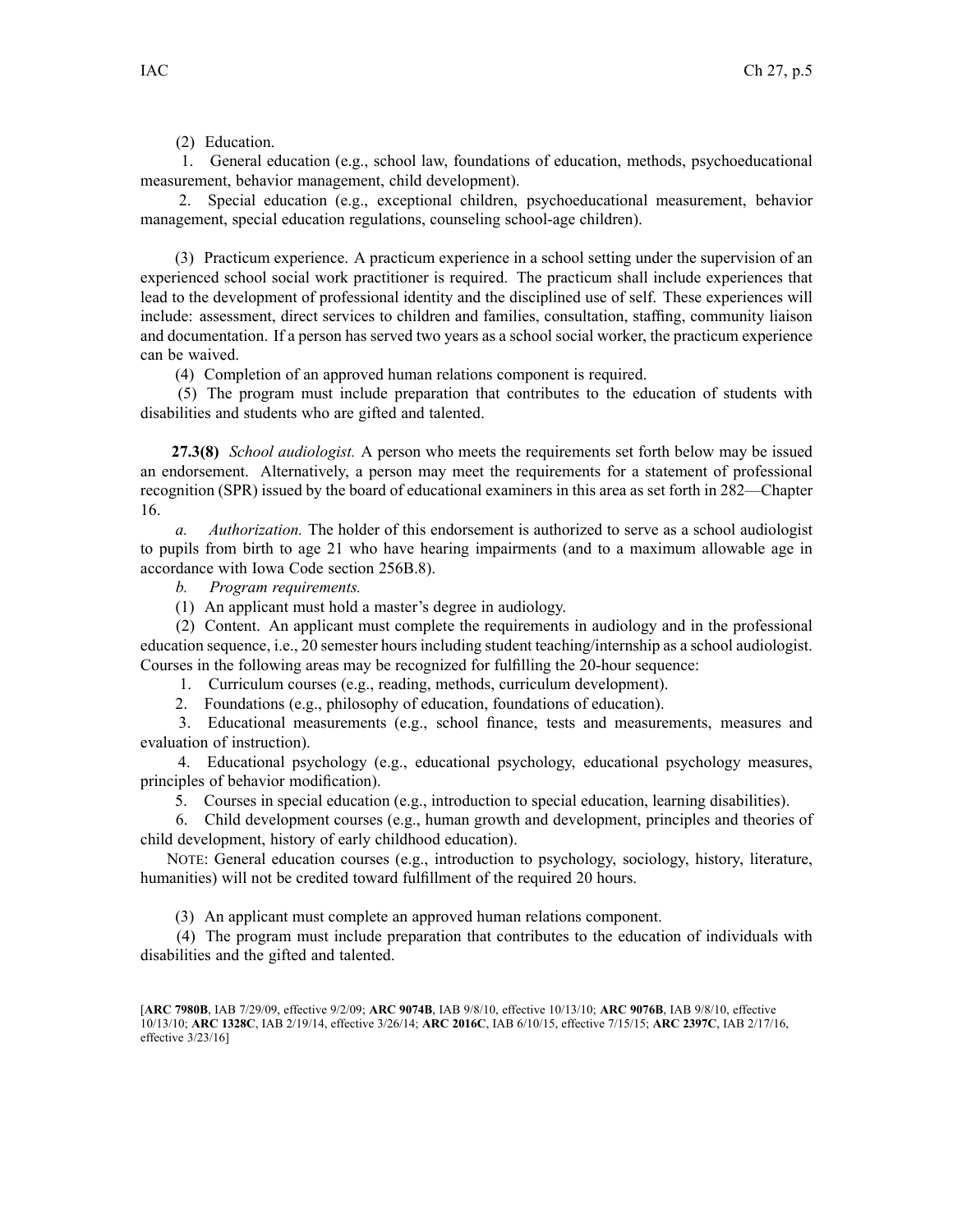(2) Education.

1. General education (e.g., school law, foundations of education, methods, psychoeducational measurement, behavior management, child development).

2. Special education (e.g., exceptional children, psychoeducational measurement, behavior management, special education regulations, counseling school-age children).

(3) Practicum experience. A practicum experience in a school setting under the supervision of an experienced school social work practitioner is required. The practicum shall include experiences that lead to the development of professional identity and the disciplined use of self. These experiences will include: assessment, direct services to children and families, consultation, staffing, community liaison and documentation. If a person has served two years as a school social worker, the practicum experience can be waived.

(4) Completion of an approved human relations component is required.

(5) The program must include preparation that contributes to the education of students with disabilities and students who are gifted and talented.

**27.3(8)** *School audiologist.* A person who meets the requirements set forth below may be issued an endorsement. Alternatively, a person may meet the requirements for a statement of professional recognition (SPR) issued by the board of educational examiners in this area as set forth in 282—Chapter 16.

*a. Authorization.* The holder of this endorsement is authorized to serve as a school audiologist to pupils from birth to age 21 who have hearing impairments (and to a maximum allowable age in accordance with Iowa Code section 256B.8).

*b. Program requirements.*

(1) An applicant must hold a master's degree in audiology.

(2) Content. An applicant must complete the requirements in audiology and in the professional education sequence, i.e., 20 semester hours including student teaching/internship as a school audiologist. Courses in the following areas may be recognized for fulfilling the 20-hour sequence:

1. Curriculum courses (e.g., reading, methods, curriculum development).

2. Foundations (e.g., philosophy of education, foundations of education).

3. Educational measurements (e.g., school finance, tests and measurements, measures and evaluation of instruction).

4. Educational psychology (e.g., educational psychology, educational psychology measures, principles of behavior modification).

5. Courses in special education (e.g., introduction to special education, learning disabilities).

6. Child development courses (e.g., human growth and development, principles and theories of child development, history of early childhood education).

NOTE: General education courses (e.g., introduction to psychology, sociology, history, literature, humanities) will not be credited toward fulfillment of the required 20 hours.

(3) An applicant must complete an approved human relations component.

(4) The program must include preparation that contributes to the education of individuals with disabilities and the gifted and talented.

[**ARC 7980B**, IAB 7/29/09, effective 9/2/09; **ARC 9074B**, IAB 9/8/10, effective 10/13/10; **ARC 9076B**, IAB 9/8/10, effective 10/13/10; **ARC 1328C**, IAB 2/19/14, effective 3/26/14; **ARC 2016C**, IAB 6/10/15, effective 7/15/15; **ARC 2397C**, IAB 2/17/16, effective 3/23/16]